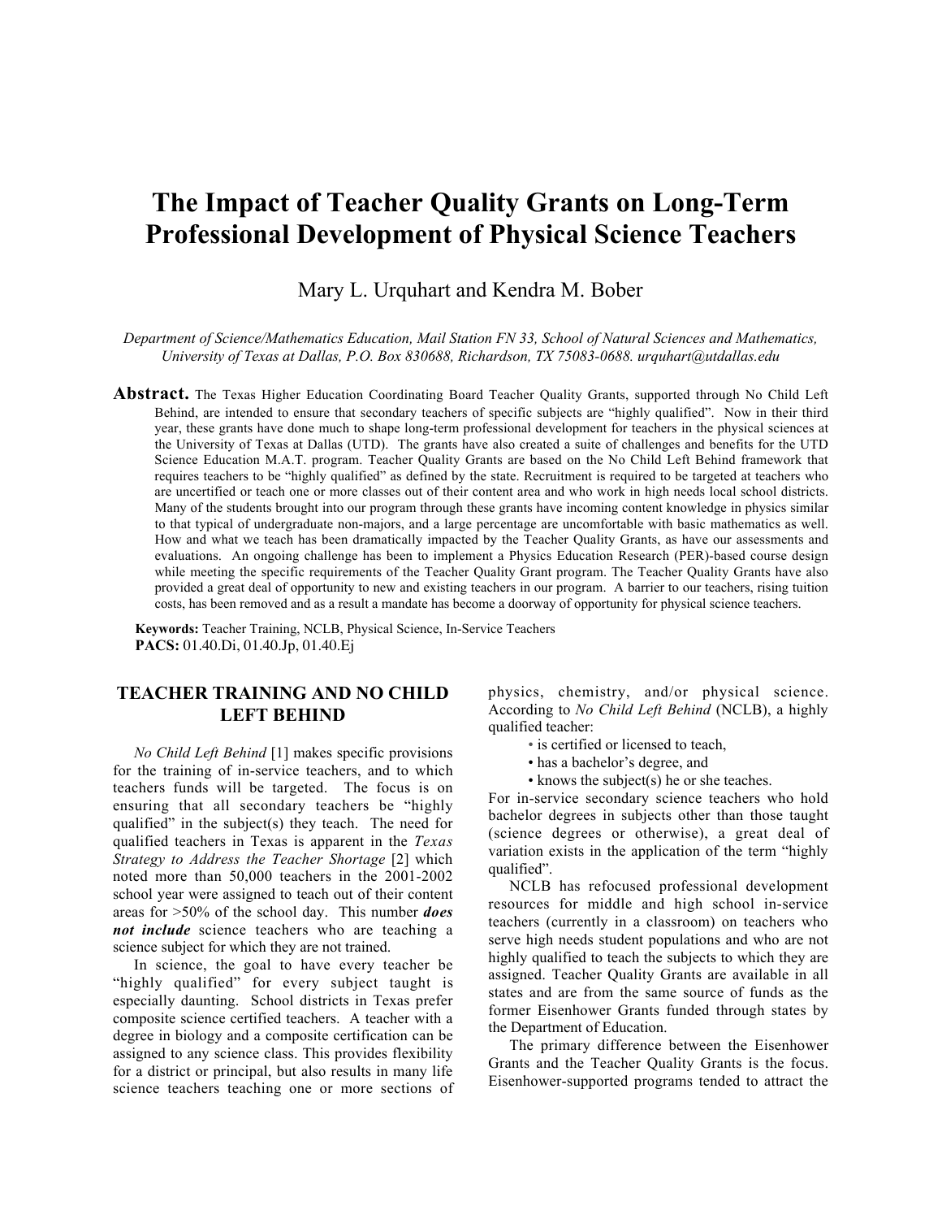# The Impact of Teacher Quality Grants on Long-Term Professional Development of Physical Science Teachers

Mary L. Urquhart and Kendra M. Bober

*Department of Science/Mathematics Education, Mail Station FN 33, School of Natural Sciences and Mathematics, University of Texas at Dallas, P.O. Box 830688, Richardson, TX 75083-0688. urquhart@utdallas.edu*

**Abstract.** The Texas Higher Education Coordinating Board Teacher Quality Grants, supported through No Child Left Behind, are intended to ensure that secondary teachers of specific subjects are "highly qualified". Now in their third year, these grants have done much to shape long-term professional development for teachers in the physical sciences at the University of Texas at Dallas (UTD). The grants have also created a suite of challenges and benefits for the UTD Science Education M.A.T. program. Teacher Quality Grants are based on the No Child Left Behind framework that requires teachers to be "highly qualified" as defined by the state. Recruitment is required to be targeted at teachers who are uncertified or teach one or more classes out of their content area and who work in high needs local school districts. Many of the students brought into our program through these grants have incoming content knowledge in physics similar to that typical of undergraduate non-majors, and a large percentage are uncomfortable with basic mathematics as well. How and what we teach has been dramatically impacted by the Teacher Quality Grants, as have our assessments and evaluations. An ongoing challenge has been to implement a Physics Education Research (PER)-based course design while meeting the specific requirements of the Teacher Quality Grant program. The Teacher Quality Grants have also provided a great deal of opportunity to new and existing teachers in our program. A barrier to our teachers, rising tuition costs, has been removed and as a result a mandate has become a doorway of opportunity for physical science teachers.

**Keywords:** Teacher Training, NCLB, Physical Science, In-Service Teachers
**PACS:** 01.40.Di, 01.40.Jp, 01.40.Ej

## TEACHER TRAINING AND NO CHILD LEFT BEHIND

*No Child Left Behind* [1] makes specific provisions for the training of in-service teachers, and to which teachers funds will be targeted. The focus is on ensuring that all secondary teachers be "highly qualified" in the subject(s) they teach. The need for qualified teachers in Texas is apparent in the *Texas Strategy to Address the Teacher Shortage* [2] which noted more than 50,000 teachers in the 2001-2002 school year were assigned to teach out of their content areas for >50% of the school day. This number ***does not include*** science teachers who are teaching a science subject for which they are not trained.

In science, the goal to have every teacher be "highly qualified" for every subject taught is especially daunting. School districts in Texas prefer composite science certified teachers. A teacher with a degree in biology and a composite certification can be assigned to any science class. This provides flexibility for a district or principal, but also results in many life science teachers teaching one or more sections of physics, chemistry, and/or physical science. According to *No Child Left Behind* (NCLB), a highly qualified teacher:

- is certified or licensed to teach,
- has a bachelor's degree, and
- knows the subject(s) he or she teaches.

For in-service secondary science teachers who hold bachelor degrees in subjects other than those taught (science degrees or otherwise), a great deal of variation exists in the application of the term "highly qualified".

NCLB has refocused professional development resources for middle and high school in-service teachers (currently in a classroom) on teachers who serve high needs student populations and who are not highly qualified to teach the subjects to which they are assigned. Teacher Quality Grants are available in all states and are from the same source of funds as the former Eisenhower Grants funded through states by the Department of Education.

The primary difference between the Eisenhower Grants and the Teacher Quality Grants is the focus. Eisenhower-supported programs tended to attract the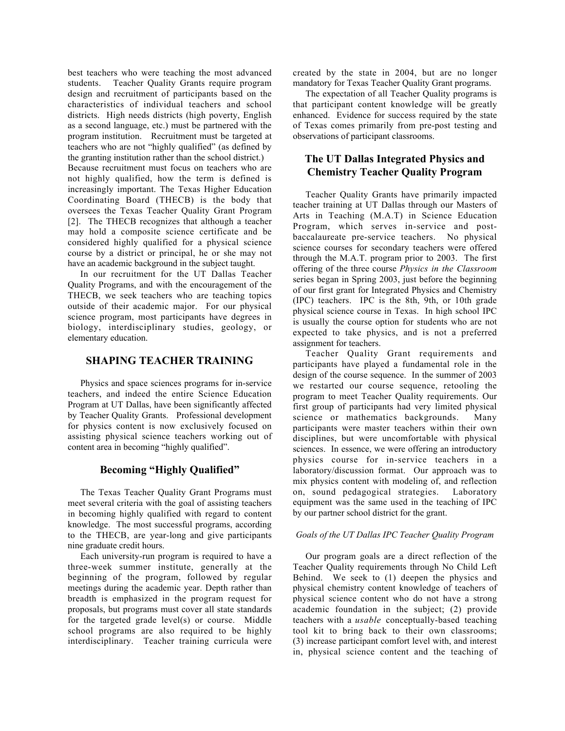best teachers who were teaching the most advanced students. Teacher Quality Grants require program design and recruitment of participants based on the characteristics of individual teachers and school districts. High needs districts (high poverty, English as a second language, etc.) must be partnered with the program institution. Recruitment must be targeted at teachers who are not "highly qualified" (as defined by the granting institution rather than the school district.) Because recruitment must focus on teachers who are not highly qualified, how the term is defined is increasingly important. The Texas Higher Education Coordinating Board (THECB) is the body that oversees the Texas Teacher Quality Grant Program [2]. The THECB recognizes that although a teacher may hold a composite science certificate and be considered highly qualified for a physical science course by a district or principal, he or she may not have an academic background in the subject taught.

In our recruitment for the UT Dallas Teacher Quality Programs, and with the encouragement of the THECB, we seek teachers who are teaching topics outside of their academic major. For our physical science program, most participants have degrees in biology, interdisciplinary studies, geology, or elementary education.

## SHAPING TEACHER TRAINING

Physics and space sciences programs for in-service teachers, and indeed the entire Science Education Program at UT Dallas, have been significantly affected by Teacher Quality Grants. Professional development for physics content is now exclusively focused on assisting physical science teachers working out of content area in becoming "highly qualified".

### Becoming "Highly Qualified"

The Texas Teacher Quality Grant Programs must meet several criteria with the goal of assisting teachers in becoming highly qualified with regard to content knowledge. The most successful programs, according to the THECB, are year-long and give participants nine graduate credit hours.

Each university-run program is required to have a three-week summer institute, generally at the beginning of the program, followed by regular meetings during the academic year. Depth rather than breadth is emphasized in the program request for proposals, but programs must cover all state standards for the targeted grade level(s) or course. Middle school programs are also required to be highly interdisciplinary. Teacher training curricula were created by the state in 2004, but are no longer mandatory for Texas Teacher Quality Grant programs.

The expectation of all Teacher Quality programs is that participant content knowledge will be greatly enhanced. Evidence for success required by the state of Texas comes primarily from pre-post testing and observations of participant classrooms.

### The UT Dallas Integrated Physics and Chemistry Teacher Quality Program

Teacher Quality Grants have primarily impacted teacher training at UT Dallas through our Masters of Arts in Teaching (M.A.T) in Science Education Program, which serves in-service and post-baccalaureate pre-service teachers. No physical science courses for secondary teachers were offered through the M.A.T. program prior to 2003. The first offering of the three course *Physics in the Classroom* series began in Spring 2003, just before the beginning of our first grant for Integrated Physics and Chemistry (IPC) teachers. IPC is the 8th, 9th, or 10th grade physical science course in Texas. In high school IPC is usually the course option for students who are not expected to take physics, and is not a preferred assignment for teachers.

Teacher Quality Grant requirements and participants have played a fundamental role in the design of the course sequence. In the summer of 2003 we restarted our course sequence, retooling the program to meet Teacher Quality requirements. Our first group of participants had very limited physical science or mathematics backgrounds. Many participants were master teachers within their own disciplines, but were uncomfortable with physical sciences. In essence, we were offering an introductory physics course for in-service teachers in a laboratory/discussion format. Our approach was to mix physics content with modeling of, and reflection on, sound pedagogical strategies. Laboratory equipment was the same used in the teaching of IPC by our partner school district for the grant.

*Goals of the UT Dallas IPC Teacher Quality Program*

Our program goals are a direct reflection of the Teacher Quality requirements through No Child Left Behind. We seek to (1) deepen the physics and physical chemistry content knowledge of teachers of physical science content who do not have a strong academic foundation in the subject; (2) provide teachers with a *usable* conceptually-based teaching tool kit to bring back to their own classrooms; (3) increase participant comfort level with, and interest in, physical science content and the teaching of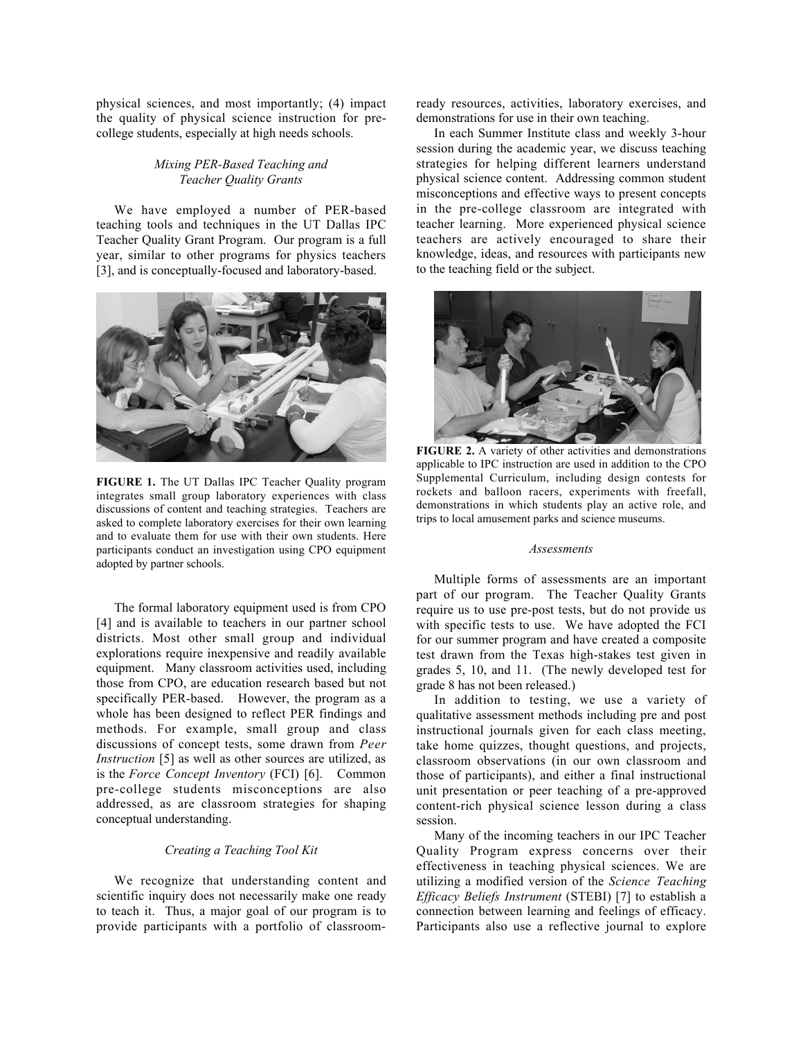physical sciences, and most importantly; (4) impact the quality of physical science instruction for pre-college students, especially at high needs schools.

### *Mixing PER-Based Teaching and Teacher Quality Grants*

We have employed a number of PER-based teaching tools and techniques in the UT Dallas IPC Teacher Quality Grant Program. Our program is a full year, similar to other programs for physics teachers [3], and is conceptually-focused and laboratory-based.

**FIGURE 1.** The UT Dallas IPC Teacher Quality program integrates small group laboratory experiences with class discussions of content and teaching strategies. Teachers are asked to complete laboratory exercises for their own learning and to evaluate them for use with their own students. Here participants conduct an investigation using CPO equipment adopted by partner schools.

The formal laboratory equipment used is from CPO [4] and is available to teachers in our partner school districts. Most other small group and individual explorations require inexpensive and readily available equipment. Many classroom activities used, including those from CPO, are education research based but not specifically PER-based. However, the program as a whole has been designed to reflect PER findings and methods. For example, small group and class discussions of concept tests, some drawn from *Peer Instruction* [5] as well as other sources are utilized, as is the *Force Concept Inventory* (FCI) [6]. Common pre-college students misconceptions are also addressed, as are classroom strategies for shaping conceptual understanding.

### *Creating a Teaching Tool Kit*

We recognize that understanding content and scientific inquiry does not necessarily make one ready to teach it. Thus, a major goal of our program is to provide participants with a portfolio of classroom-ready resources, activities, laboratory exercises, and demonstrations for use in their own teaching.

In each Summer Institute class and weekly 3-hour session during the academic year, we discuss teaching strategies for helping different learners understand physical science content. Addressing common student misconceptions and effective ways to present concepts in the pre-college classroom are integrated with teacher learning. More experienced physical science teachers are actively encouraged to share their knowledge, ideas, and resources with participants new to the teaching field or the subject.

**FIGURE 2.** A variety of other activities and demonstrations applicable to IPC instruction are used in addition to the CPO Supplemental Curriculum, including design contests for rockets and balloon racers, experiments with freefall, demonstrations in which students play an active role, and trips to local amusement parks and science museums.

### *Assessments*

Multiple forms of assessments are an important part of our program. The Teacher Quality Grants require us to use pre-post tests, but do not provide us with specific tests to use. We have adopted the FCI for our summer program and have created a composite test drawn from the Texas high-stakes test given in grades 5, 10, and 11. (The newly developed test for grade 8 has not been released.)

In addition to testing, we use a variety of qualitative assessment methods including pre and post instructional journals given for each class meeting, take home quizzes, thought questions, and projects, classroom observations (in our own classroom and those of participants), and either a final instructional unit presentation or peer teaching of a pre-approved content-rich physical science lesson during a class session.

Many of the incoming teachers in our IPC Teacher Quality Program express concerns over their effectiveness in teaching physical sciences. We are utilizing a modified version of the *Science Teaching Efficacy Beliefs Instrument* (STEBI) [7] to establish a connection between learning and feelings of efficacy. Participants also use a reflective journal to explore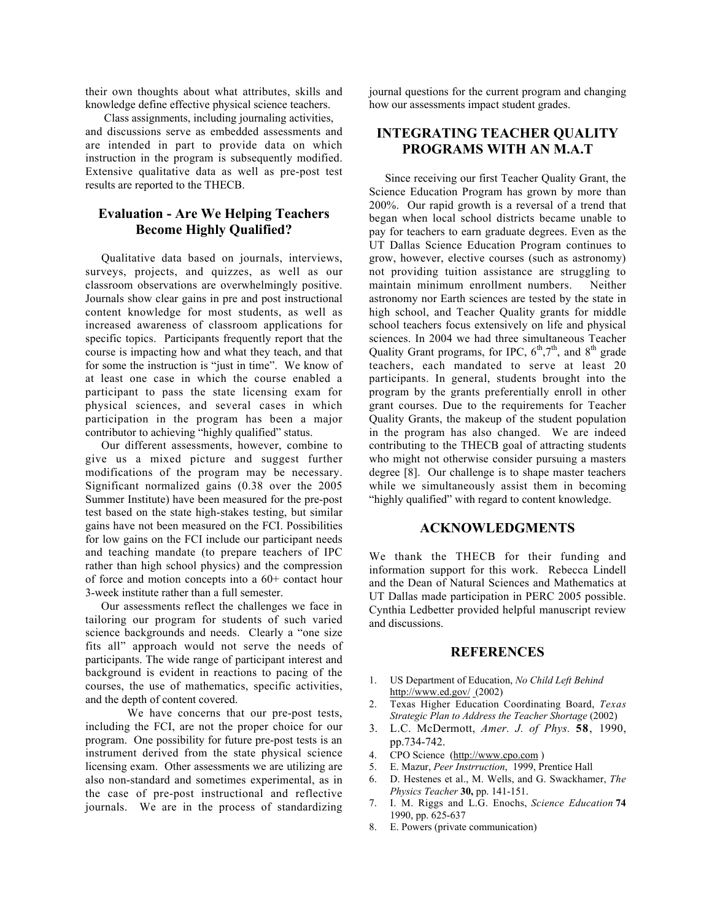their own thoughts about what attributes, skills and knowledge define effective physical science teachers.

Class assignments, including journaling activities, and discussions serve as embedded assessments and are intended in part to provide data on which instruction in the program is subsequently modified. Extensive qualitative data as well as pre-post test results are reported to the THECB.

## Evaluation - Are We Helping Teachers Become Highly Qualified?

Qualitative data based on journals, interviews, surveys, projects, and quizzes, as well as our classroom observations are overwhelmingly positive. Journals show clear gains in pre and post instructional content knowledge for most students, as well as increased awareness of classroom applications for specific topics. Participants frequently report that the course is impacting how and what they teach, and that for some the instruction is "just in time". We know of at least one case in which the course enabled a participant to pass the state licensing exam for physical sciences, and several cases in which participation in the program has been a major contributor to achieving "highly qualified" status.

Our different assessments, however, combine to give us a mixed picture and suggest further modifications of the program may be necessary. Significant normalized gains (0.38 over the 2005 Summer Institute) have been measured for the pre-post test based on the state high-stakes testing, but similar gains have not been measured on the FCI. Possibilities for low gains on the FCI include our participant needs and teaching mandate (to prepare teachers of IPC rather than high school physics) and the compression of force and motion concepts into a 60+ contact hour 3-week institute rather than a full semester.

Our assessments reflect the challenges we face in tailoring our program for students of such varied science backgrounds and needs. Clearly a "one size fits all" approach would not serve the needs of participants. The wide range of participant interest and background is evident in reactions to pacing of the courses, the use of mathematics, specific activities, and the depth of content covered.

We have concerns that our pre-post tests, including the FCI, are not the proper choice for our program. One possibility for future pre-post tests is an instrument derived from the state physical science licensing exam. Other assessments we are utilizing are also non-standard and sometimes experimental, as in the case of pre-post instructional and reflective journals. We are in the process of standardizing journal questions for the current program and changing how our assessments impact student grades.

## INTEGRATING TEACHER QUALITY PROGRAMS WITH AN M.A.T

Since receiving our first Teacher Quality Grant, the Science Education Program has grown by more than 200%. Our rapid growth is a reversal of a trend that began when local school districts became unable to pay for teachers to earn graduate degrees. Even as the UT Dallas Science Education Program continues to grow, however, elective courses (such as astronomy) not providing tuition assistance are struggling to maintain minimum enrollment numbers. Neither astronomy nor Earth sciences are tested by the state in high school, and Teacher Quality grants for middle school teachers focus extensively on life and physical sciences. In 2004 we had three simultaneous Teacher Quality Grant programs, for IPC, 6th, 7th, and 8th grade teachers, each mandated to serve at least 20 participants. In general, students brought into the program by the grants preferentially enroll in other grant courses. Due to the requirements for Teacher Quality Grants, the makeup of the student population in the program has also changed. We are indeed contributing to the THECB goal of attracting students who might not otherwise consider pursuing a masters degree [8]. Our challenge is to shape master teachers while we simultaneously assist them in becoming "highly qualified" with regard to content knowledge.

## ACKNOWLEDGMENTS

We thank the THECB for their funding and information support for this work. Rebecca Lindell and the Dean of Natural Sciences and Mathematics at UT Dallas made participation in PERC 2005 possible. Cynthia Ledbetter provided helpful manuscript review and discussions.

## REFERENCES

1. US Department of Education, *No Child Left Behind* http://www.ed.gov/ (2002)
2. Texas Higher Education Coordinating Board, *Texas Strategic Plan to Address the Teacher Shortage* (2002)
3. L.C. McDermott, *Amer. J. of Phys.* **58**, 1990, pp.734-742.
4. CPO Science (http://www.cpo.com )
5. E. Mazur, *Peer Instrruction*, 1999, Prentice Hall
6. D. Hestenes et al., M. Wells, and G. Swackhamer, *The Physics Teacher* **30,** pp. 141-151.
7. I. M. Riggs and L.G. Enochs, *Science Education* **74** 1990, pp. 625-637
8. E. Powers (private communication)